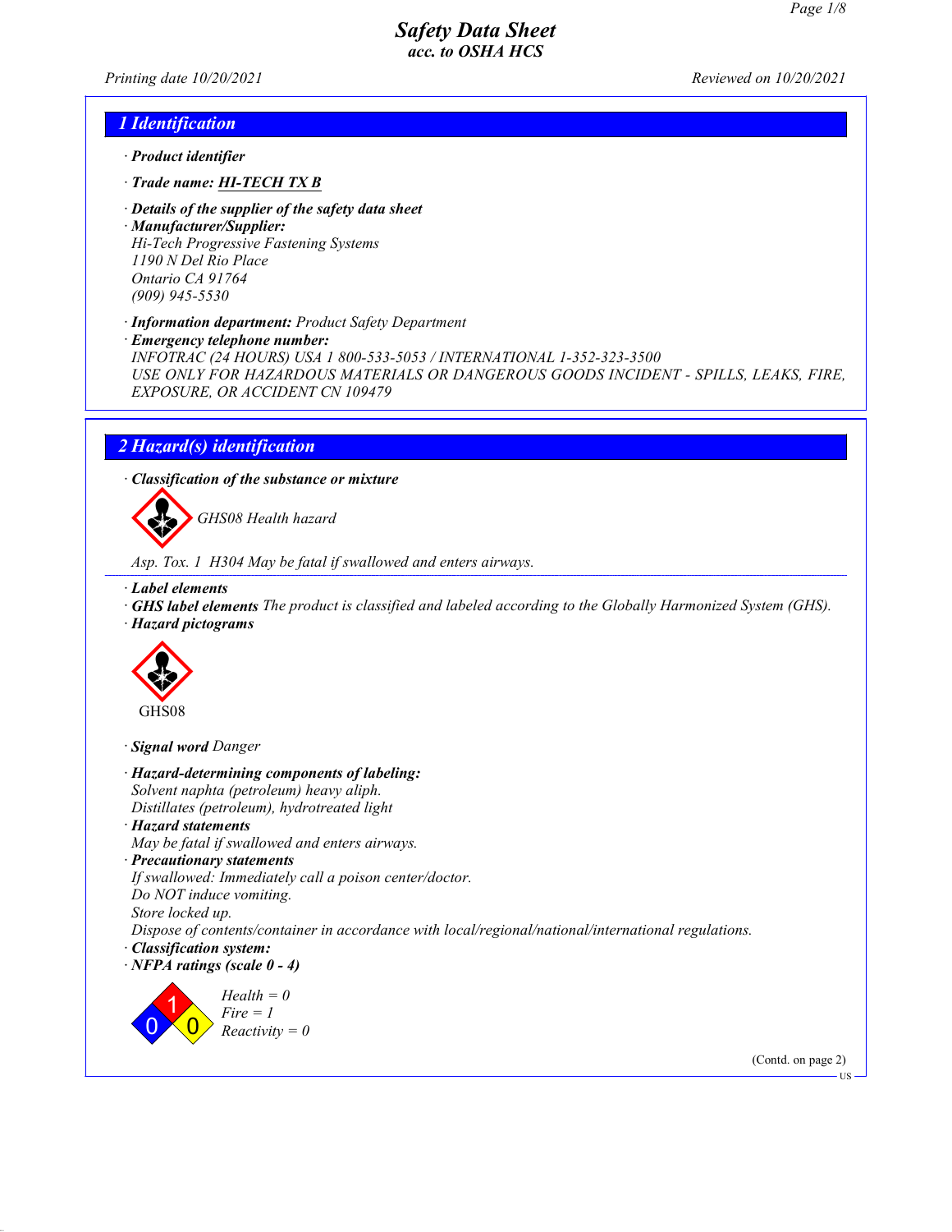# Safety Data Sheet
## acc. to OSHA HCS

Printing date 10/20/2021 Reviewed on 10/20/2021

## 1 Identification

· **Product identifier**

· **Trade name: HI-TECH TX B**

· **Details of the supplier of the safety data sheet**
· **Manufacturer/Supplier:**
Hi-Tech Progressive Fastening Systems
1190 N Del Rio Place
Ontario CA 91764
(909) 945-5530

· **Information department:** Product Safety Department
· **Emergency telephone number:**
INFOTRAC (24 HOURS) USA 1 800-533-5053 / INTERNATIONAL 1-352-323-3500
USE ONLY FOR HAZARDOUS MATERIALS OR DANGEROUS GOODS INCIDENT - SPILLS, LEAKS, FIRE, EXPOSURE, OR ACCIDENT CN 109479

## 2 Hazard(s) identification

· **Classification of the substance or mixture**

GHS08 Health hazard

Asp. Tox. 1 H304 May be fatal if swallowed and enters airways.

· **Label elements**
· **GHS label elements** The product is classified and labeled according to the Globally Harmonized System (GHS).
· **Hazard pictograms**

GHS08

· **Signal word** Danger

· **Hazard-determining components of labeling:**
Solvent naphta (petroleum) heavy aliph.
Distillates (petroleum), hydrotreated light
· **Hazard statements**
May be fatal if swallowed and enters airways.
· **Precautionary statements**
If swallowed: Immediately call a poison center/doctor.
Do NOT induce vomiting.
Store locked up.
Dispose of contents/container in accordance with local/regional/national/international regulations.
· **Classification system:**
· **NFPA ratings (scale 0 - 4)**

Health = 0
Fire = 1
Reactivity = 0

(Contd. on page 2)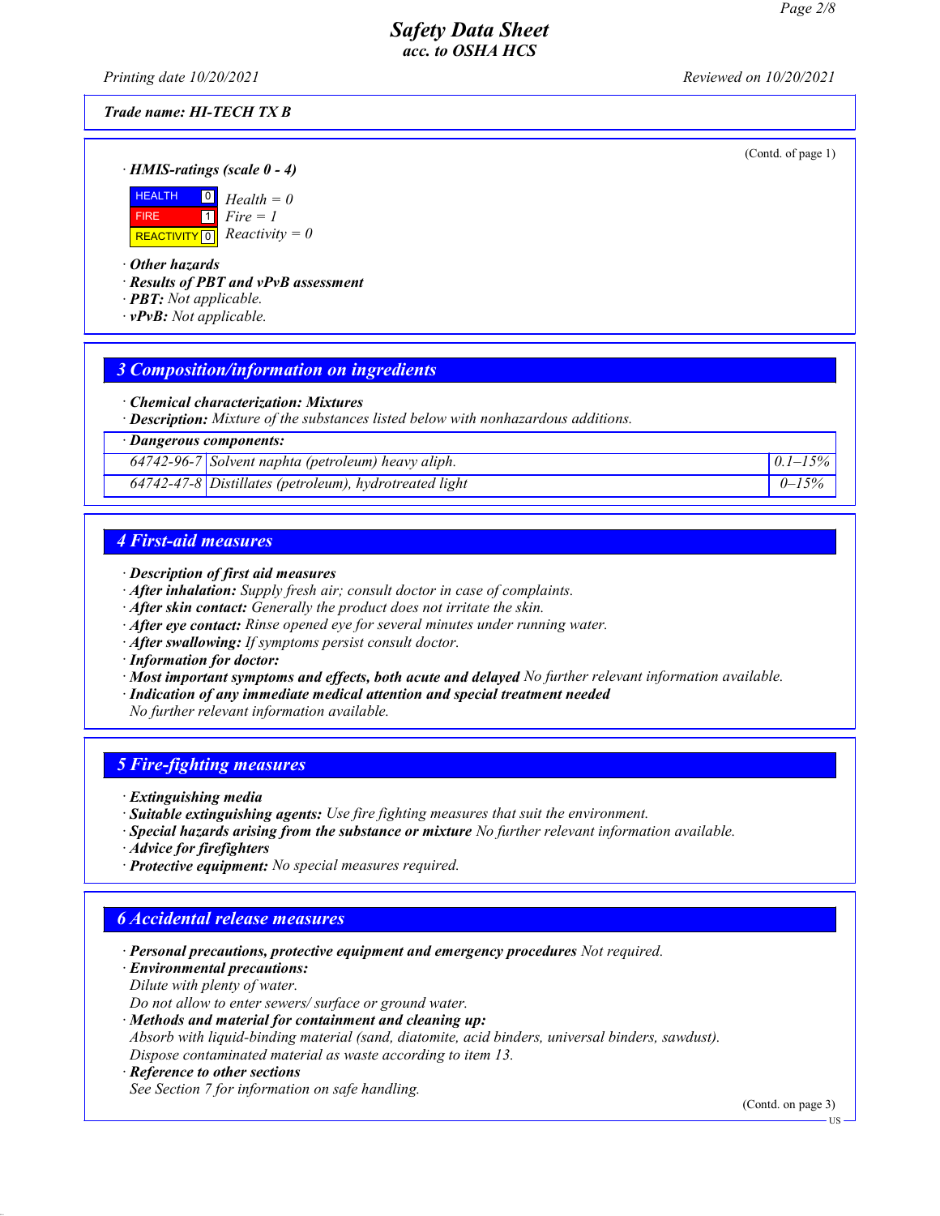Trade name: HI-TECH TX B

(Contd. of page 1)

· **HMIS-ratings (scale 0 - 4)**

| | | |
|---|---|---|
| HEALTH | 0 | Health = 0 |
| FIRE | 1 | Fire = 1 |
| REACTIVITY | 0 | Reactivity = 0 |

· **Other hazards**
· **Results of PBT and vPvB assessment**
· **PBT:** Not applicable.
· **vPvB:** Not applicable.

## 3 Composition/information on ingredients

· **Chemical characterization: Mixtures**
· **Description:** Mixture of the substances listed below with nonhazardous additions.

| · Dangerous components: | | |
|---|---|---|
| 64742-96-7 | Solvent naphta (petroleum) heavy aliph. | 0.1–15% |
| 64742-47-8 | Distillates (petroleum), hydrotreated light | 0–15% |

## 4 First-aid measures

· **Description of first aid measures**
· **After inhalation:** Supply fresh air; consult doctor in case of complaints.
· **After skin contact:** Generally the product does not irritate the skin.
· **After eye contact:** Rinse opened eye for several minutes under running water.
· **After swallowing:** If symptoms persist consult doctor.
· **Information for doctor:**
· **Most important symptoms and effects, both acute and delayed** No further relevant information available.
· **Indication of any immediate medical attention and special treatment needed**
No further relevant information available.

## 5 Fire-fighting measures

· **Extinguishing media**
· **Suitable extinguishing agents:** Use fire fighting measures that suit the environment.
· **Special hazards arising from the substance or mixture** No further relevant information available.
· **Advice for firefighters**
· **Protective equipment:** No special measures required.

## 6 Accidental release measures

· **Personal precautions, protective equipment and emergency procedures** Not required.
· **Environmental precautions:**
Dilute with plenty of water.
Do not allow to enter sewers/ surface or ground water.
· **Methods and material for containment and cleaning up:**
Absorb with liquid-binding material (sand, diatomite, acid binders, universal binders, sawdust).
Dispose contaminated material as waste according to item 13.
· **Reference to other sections**
See Section 7 for information on safe handling.

(Contd. on page 3)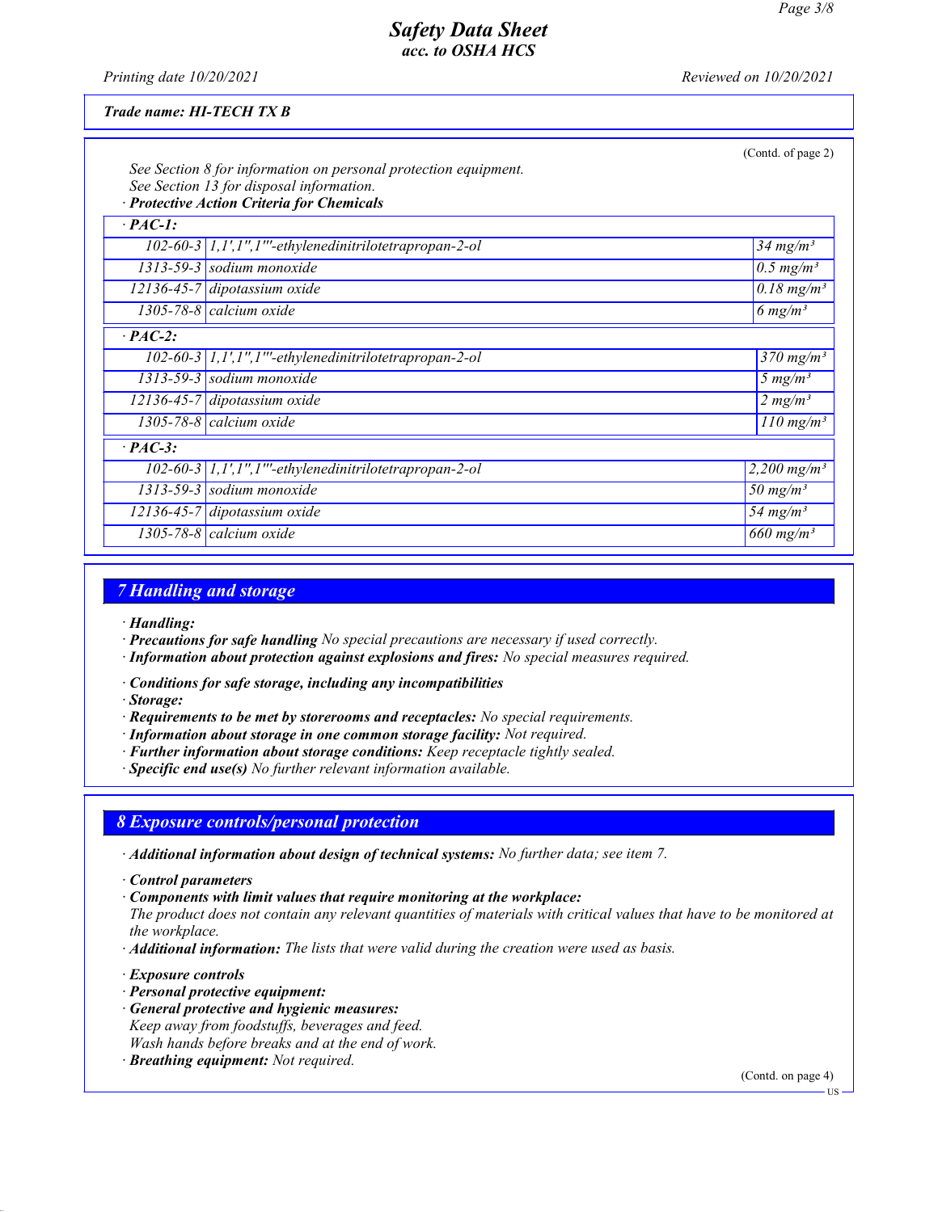*Trade name: HI-TECH TX B*

(Contd. of page 2)

See Section 8 for information on personal protection equipment.
See Section 13 for disposal information.

· **Protective Action Criteria for Chemicals**

| · **PAC-1:** | | |
|---|---|---|
| 102-60-3 | 1,1',1'',1'''-ethylenedinitrilotetrapropan-2-ol | 34 mg/m³ |
| 1313-59-3 | sodium monoxide | 0.5 mg/m³ |
| 12136-45-7 | dipotassium oxide | 0.18 mg/m³ |
| 1305-78-8 | calcium oxide | 6 mg/m³ |
| · **PAC-2:** | | |
| 102-60-3 | 1,1',1'',1'''-ethylenedinitrilotetrapropan-2-ol | 370 mg/m³ |
| 1313-59-3 | sodium monoxide | 5 mg/m³ |
| 12136-45-7 | dipotassium oxide | 2 mg/m³ |
| 1305-78-8 | calcium oxide | 110 mg/m³ |
| · **PAC-3:** | | |
| 102-60-3 | 1,1',1'',1'''-ethylenedinitrilotetrapropan-2-ol | 2,200 mg/m³ |
| 1313-59-3 | sodium monoxide | 50 mg/m³ |
| 12136-45-7 | dipotassium oxide | 54 mg/m³ |
| 1305-78-8 | calcium oxide | 660 mg/m³ |

## 7 Handling and storage

· **Handling:**
· **Precautions for safe handling** No special precautions are necessary if used correctly.
· **Information about protection against explosions and fires:** No special measures required.

· **Conditions for safe storage, including any incompatibilities**
· **Storage:**
· **Requirements to be met by storerooms and receptacles:** No special requirements.
· **Information about storage in one common storage facility:** Not required.
· **Further information about storage conditions:** Keep receptacle tightly sealed.
· **Specific end use(s)** No further relevant information available.

## 8 Exposure controls/personal protection

· **Additional information about design of technical systems:** No further data; see item 7.

· **Control parameters**
· **Components with limit values that require monitoring at the workplace:**
The product does not contain any relevant quantities of materials with critical values that have to be monitored at the workplace.
· **Additional information:** The lists that were valid during the creation were used as basis.

· **Exposure controls**
· **Personal protective equipment:**
· **General protective and hygienic measures:**
Keep away from foodstuffs, beverages and feed.
Wash hands before breaks and at the end of work.
· **Breathing equipment:** Not required.

(Contd. on page 4)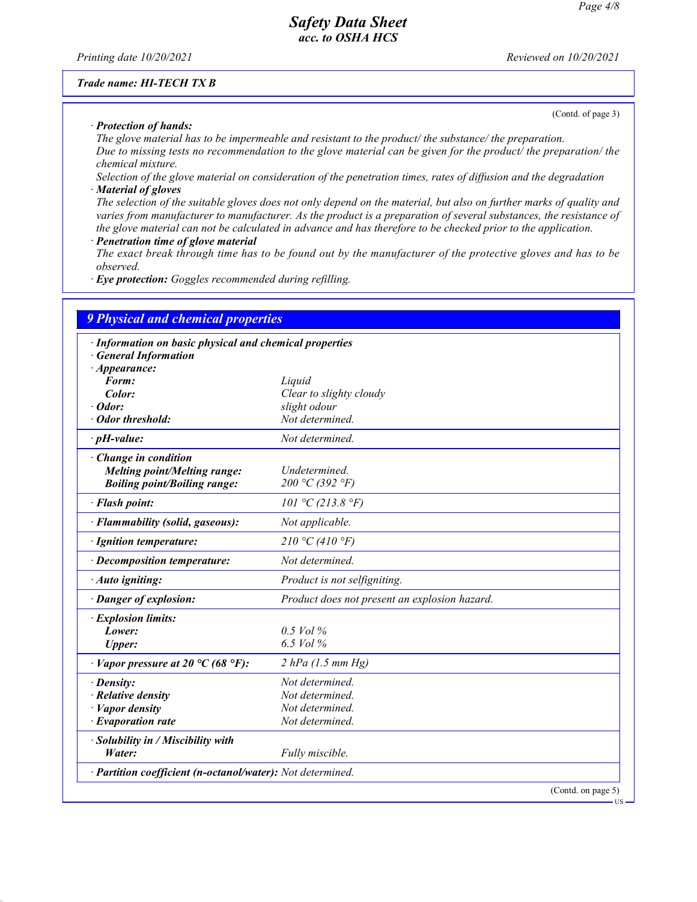**Trade name: HI-TECH TX B**

(Contd. of page 3)

· **Protection of hands:**
The glove material has to be impermeable and resistant to the product/ the substance/ the preparation.
Due to missing tests no recommendation to the glove material can be given for the product/ the preparation/ the chemical mixture.
Selection of the glove material on consideration of the penetration times, rates of diffusion and the degradation

· **Material of gloves**
The selection of the suitable gloves does not only depend on the material, but also on further marks of quality and varies from manufacturer to manufacturer. As the product is a preparation of several substances, the resistance of the glove material can not be calculated in advance and has therefore to be checked prior to the application.

· **Penetration time of glove material**
The exact break through time has to be found out by the manufacturer of the protective gloves and has to be observed.

· **Eye protection:** Goggles recommended during refilling.

## 9 Physical and chemical properties

· **Information on basic physical and chemical properties**
· **General Information**

| | |
|---|---|
| · **Appearance:** | |
| **Form:** | Liquid |
| **Color:** | Clear to slighty cloudy |
| · **Odor:** | slight odour |
| · **Odor threshold:** | Not determined. |
| · **pH-value:** | Not determined. |
| · **Change in condition** | |
| **Melting point/Melting range:** | Undetermined. |
| **Boiling point/Boiling range:** | 200 °C (392 °F) |
| · **Flash point:** | 101 °C (213.8 °F) |
| · **Flammability (solid, gaseous):** | Not applicable. |
| · **Ignition temperature:** | 210 °C (410 °F) |
| · **Decomposition temperature:** | Not determined. |
| · **Auto igniting:** | Product is not selfigniting. |
| · **Danger of explosion:** | Product does not present an explosion hazard. |
| · **Explosion limits:** | |
| **Lower:** | 0.5 Vol % |
| **Upper:** | 6.5 Vol % |
| · **Vapor pressure at 20 °C (68 °F):** | 2 hPa (1.5 mm Hg) |
| · **Density:** | Not determined. |
| · **Relative density** | Not determined. |
| · **Vapor density** | Not determined. |
| · **Evaporation rate** | Not determined. |
| · **Solubility in / Miscibility with** | |
| **Water:** | Fully miscible. |
| · **Partition coefficient (n-octanol/water):** | Not determined. |

(Contd. on page 5)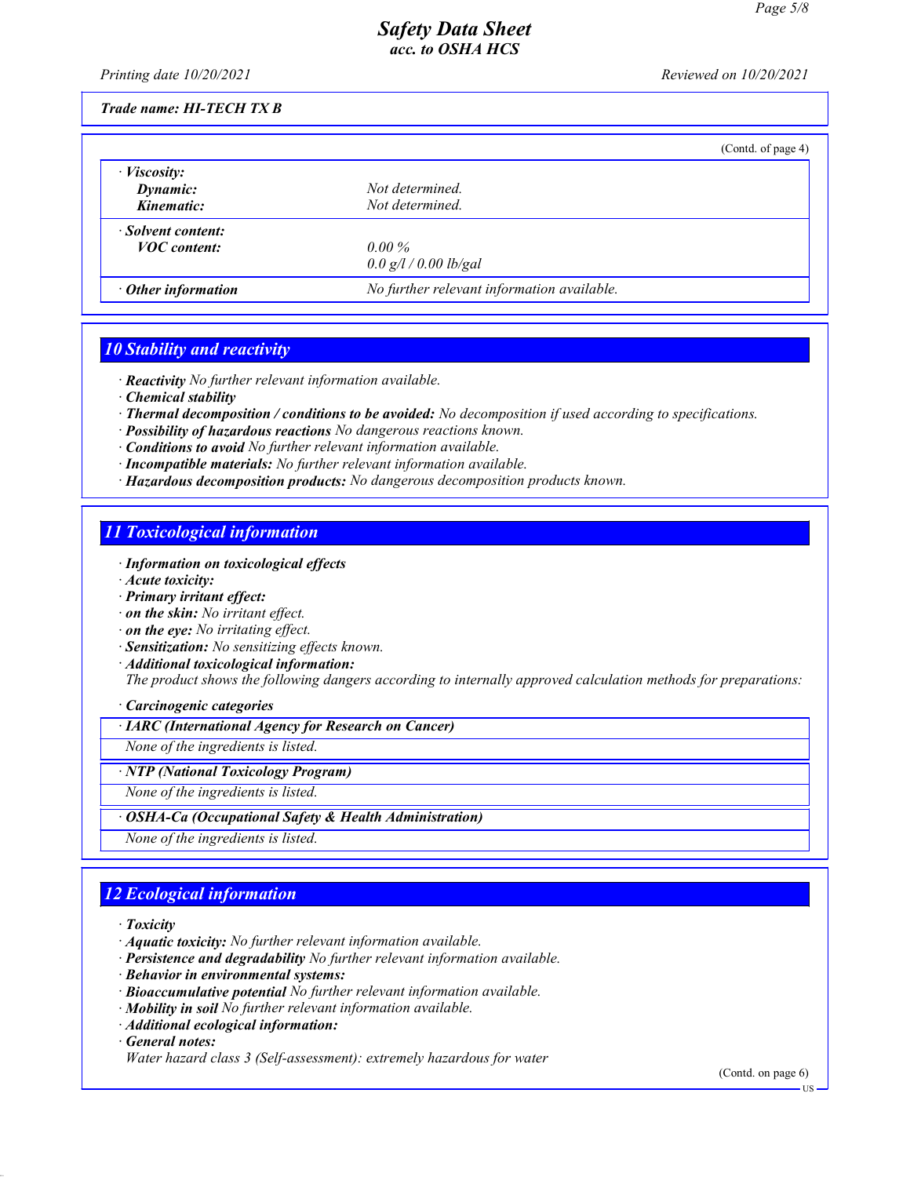**Trade name: HI-TECH TX B**

(Contd. of page 4)

| | |
|---|---|
| · **Viscosity:** | |
| **Dynamic:** | *Not determined.* |
| **Kinematic:** | *Not determined.* |
| · **Solvent content:** | |
| **VOC content:** | *0.00 %* |
| | *0.0 g/l / 0.00 lb/gal* |
| · **Other information** | *No further relevant information available.* |

## 10 Stability and reactivity

· **Reactivity** *No further relevant information available.*
· **Chemical stability**
· **Thermal decomposition / conditions to be avoided:** *No decomposition if used according to specifications.*
· **Possibility of hazardous reactions** *No dangerous reactions known.*
· **Conditions to avoid** *No further relevant information available.*
· **Incompatible materials:** *No further relevant information available.*
· **Hazardous decomposition products:** *No dangerous decomposition products known.*

## 11 Toxicological information

· **Information on toxicological effects**
· **Acute toxicity:**
· **Primary irritant effect:**
· **on the skin:** *No irritant effect.*
· **on the eye:** *No irritating effect.*
· **Sensitization:** *No sensitizing effects known.*
· **Additional toxicological information:**
*The product shows the following dangers according to internally approved calculation methods for preparations:*

· **Carcinogenic categories**

· **IARC (International Agency for Research on Cancer)**
*None of the ingredients is listed.*

· **NTP (National Toxicology Program)**
*None of the ingredients is listed.*

· **OSHA-Ca (Occupational Safety & Health Administration)**
*None of the ingredients is listed.*

## 12 Ecological information

· **Toxicity**
· **Aquatic toxicity:** *No further relevant information available.*
· **Persistence and degradability** *No further relevant information available.*
· **Behavior in environmental systems:**
· **Bioaccumulative potential** *No further relevant information available.*
· **Mobility in soil** *No further relevant information available.*
· **Additional ecological information:**
· **General notes:**
*Water hazard class 3 (Self-assessment): extremely hazardous for water*

(Contd. on page 6)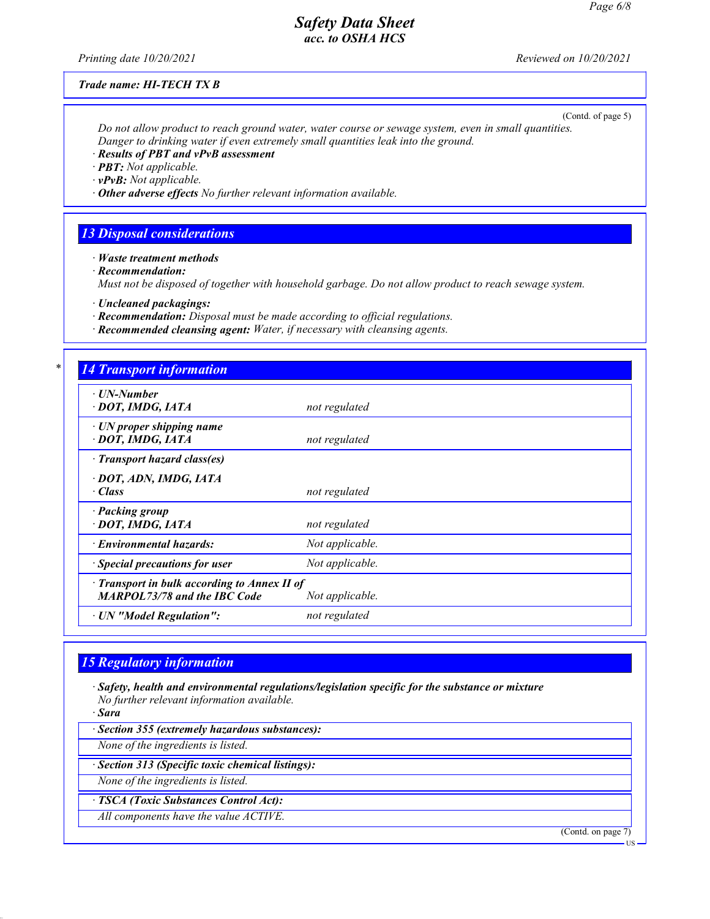(Contd. of page 5)

Do not allow product to reach ground water, water course or sewage system, even in small quantities.
Danger to drinking water if even extremely small quantities leak into the ground.

· **Results of PBT and vPvB assessment**
· **PBT:** Not applicable.
· **vPvB:** Not applicable.
· **Other adverse effects** No further relevant information available.

## 13 Disposal considerations

· **Waste treatment methods**
· **Recommendation:**
Must not be disposed of together with household garbage. Do not allow product to reach sewage system.

· **Uncleaned packagings:**
· **Recommendation:** Disposal must be made according to official regulations.
· **Recommended cleansing agent:** Water, if necessary with cleansing agents.

## * 14 Transport information

| | |
|---|---|
| · **UN-Number**<br>· **DOT, IMDG, IATA** | not regulated |
| · **UN proper shipping name**<br>· **DOT, IMDG, IATA** | not regulated |
| · **Transport hazard class(es)**<br>· **DOT, ADN, IMDG, IATA**<br>· **Class** | not regulated |
| · **Packing group**<br>· **DOT, IMDG, IATA** | not regulated |
| · **Environmental hazards:** | Not applicable. |
| · **Special precautions for user** | Not applicable. |
| · **Transport in bulk according to Annex II of MARPOL73/78 and the IBC Code** | Not applicable. |
| · **UN "Model Regulation":** | not regulated |

## 15 Regulatory information

· **Safety, health and environmental regulations/legislation specific for the substance or mixture**
No further relevant information available.

· **Sara**

· **Section 355 (extremely hazardous substances):**
None of the ingredients is listed.

· **Section 313 (Specific toxic chemical listings):**
None of the ingredients is listed.

· **TSCA (Toxic Substances Control Act):**
All components have the value ACTIVE.

(Contd. on page 7)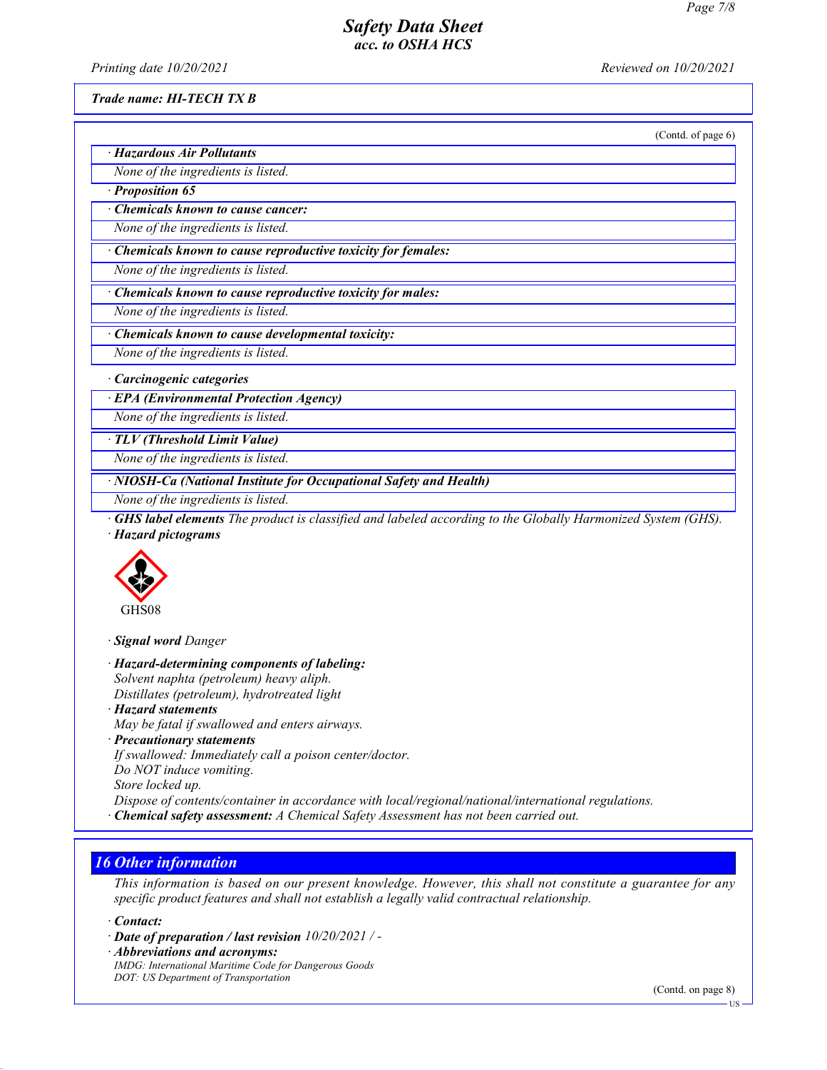**Trade name: HI-TECH TX B**

(Contd. of page 6)

· **Hazardous Air Pollutants**

None of the ingredients is listed.

· **Proposition 65**

· **Chemicals known to cause cancer:**

None of the ingredients is listed.

· **Chemicals known to cause reproductive toxicity for females:**

None of the ingredients is listed.

· **Chemicals known to cause reproductive toxicity for males:**

None of the ingredients is listed.

· **Chemicals known to cause developmental toxicity:**

None of the ingredients is listed.

· **Carcinogenic categories**

· **EPA (Environmental Protection Agency)**

None of the ingredients is listed.

· **TLV (Threshold Limit Value)**

None of the ingredients is listed.

· **NIOSH-Ca (National Institute for Occupational Safety and Health)**

None of the ingredients is listed.

· **GHS label elements** The product is classified and labeled according to the Globally Harmonized System (GHS).

· **Hazard pictograms**

GHS08

· **Signal word** Danger

· **Hazard-determining components of labeling:**

Solvent naphta (petroleum) heavy aliph.
Distillates (petroleum), hydrotreated light

· **Hazard statements**

May be fatal if swallowed and enters airways.

· **Precautionary statements**

If swallowed: Immediately call a poison center/doctor.
Do NOT induce vomiting.
Store locked up.
Dispose of contents/container in accordance with local/regional/national/international regulations.

· **Chemical safety assessment:** A Chemical Safety Assessment has not been carried out.

## 16 Other information

This information is based on our present knowledge. However, this shall not constitute a guarantee for any specific product features and shall not establish a legally valid contractual relationship.

· **Contact:**

· **Date of preparation / last revision** 10/20/2021 / -

· **Abbreviations and acronyms:**

IMDG: International Maritime Code for Dangerous Goods
DOT: US Department of Transportation

(Contd. on page 8)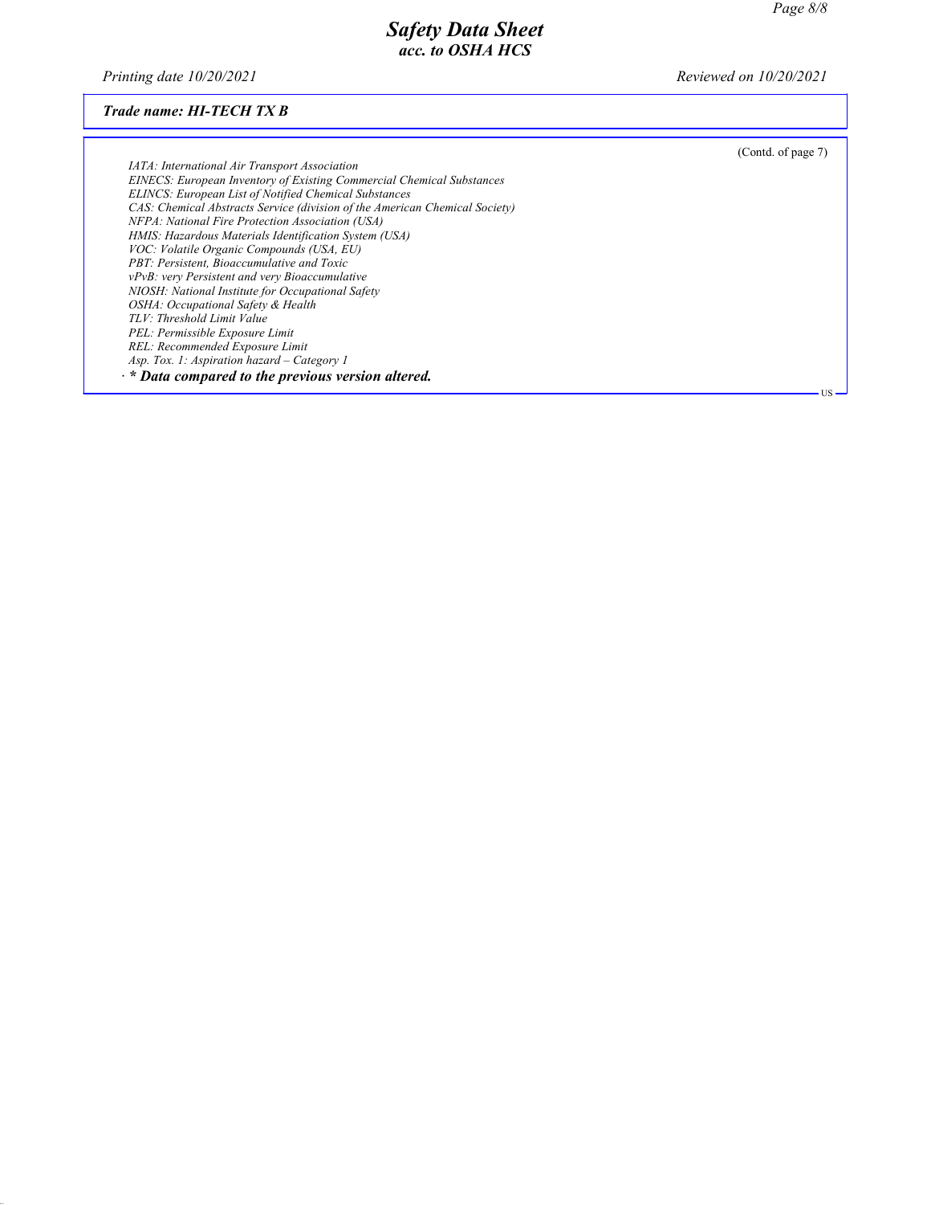(Contd. of page 7)

*IATA: International Air Transport Association*
*EINECS: European Inventory of Existing Commercial Chemical Substances*
*ELINCS: European List of Notified Chemical Substances*
*CAS: Chemical Abstracts Service (division of the American Chemical Society)*
*NFPA: National Fire Protection Association (USA)*
*HMIS: Hazardous Materials Identification System (USA)*
*VOC: Volatile Organic Compounds (USA, EU)*
*PBT: Persistent, Bioaccumulative and Toxic*
*vPvB: very Persistent and very Bioaccumulative*
*NIOSH: National Institute for Occupational Safety*
*OSHA: Occupational Safety & Health*
*TLV: Threshold Limit Value*
*PEL: Permissible Exposure Limit*
*REL: Recommended Exposure Limit*
*Asp. Tox. 1: Aspiration hazard – Category 1*

· ***\* Data compared to the previous version altered.***